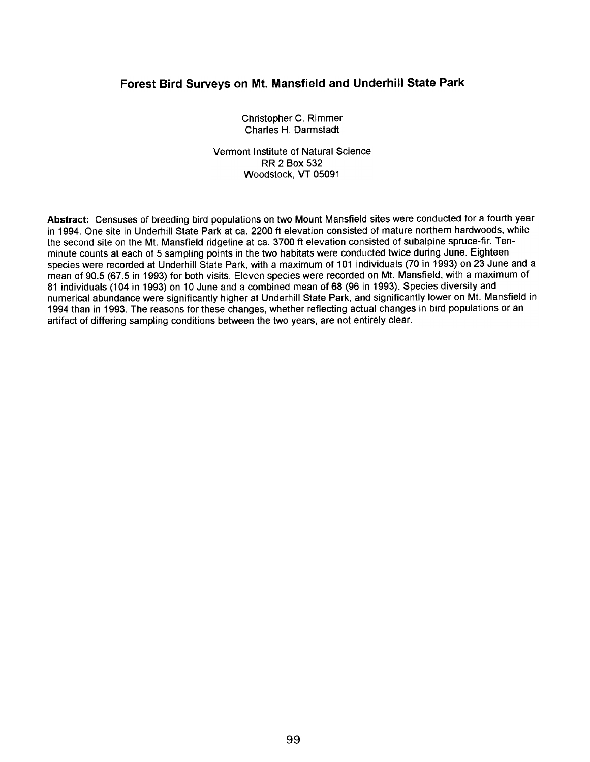# Forest Bird Surveys on Mt. Mansfield and Underhill State Park

Christopher C. Rimmer
Charles H. Darmstadt

Vermont Institute of Natural Science
RR 2 Box 532
Woodstock, VT 05091

**Abstract:** Censuses of breeding bird populations on two Mount Mansfield sites were conducted for a fourth year in 1994. One site in Underhill State Park at ca. 2200 ft elevation consisted of mature northern hardwoods, while the second site on the Mt. Mansfield ridgeline at ca. 3700 ft elevation consisted of subalpine spruce-fir. Ten-minute counts at each of 5 sampling points in the two habitats were conducted twice during June. Eighteen species were recorded at Underhill State Park, with a maximum of 101 individuals (70 in 1993) on 23 June and a mean of 90.5 (67.5 in 1993) for both visits. Eleven species were recorded on Mt. Mansfield, with a maximum of 81 individuals (104 in 1993) on 10 June and a combined mean of 68 (96 in 1993). Species diversity and numerical abundance were significantly higher at Underhill State Park, and significantly lower on Mt. Mansfield in 1994 than in 1993. The reasons for these changes, whether reflecting actual changes in bird populations or an artifact of differing sampling conditions between the two years, are not entirely clear.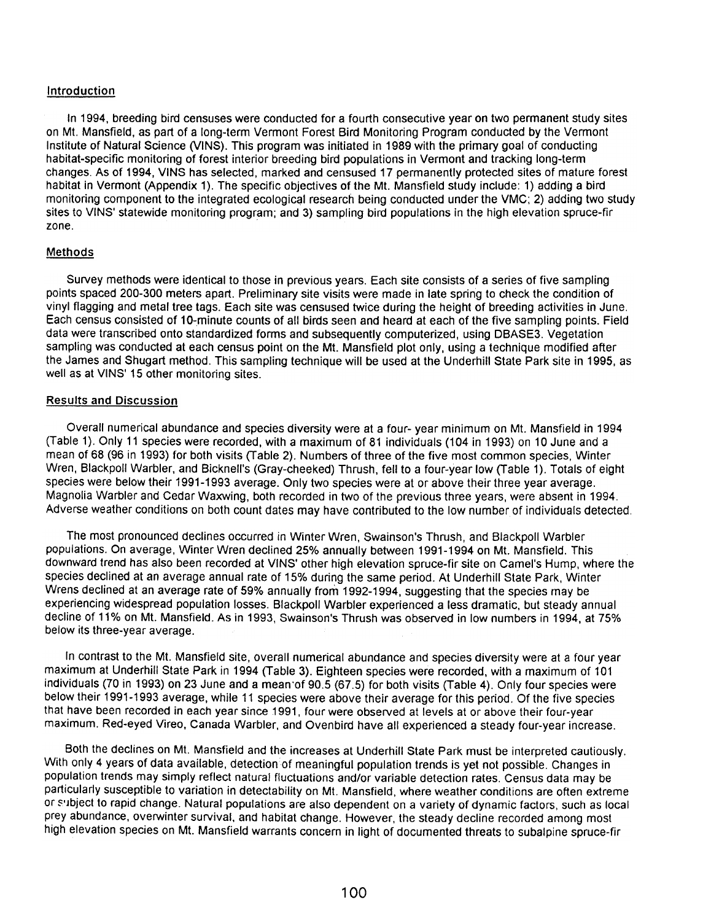## Introduction

In 1994, breeding bird censuses were conducted for a fourth consecutive year on two permanent study sites on Mt. Mansfield, as part of a long-term Vermont Forest Bird Monitoring Program conducted by the Vermont Institute of Natural Science (VINS). This program was initiated in 1989 with the primary goal of conducting habitat-specific monitoring of forest interior breeding bird populations in Vermont and tracking long-term changes. As of 1994, VINS has selected, marked and censused 17 permanently protected sites of mature forest habitat in Vermont (Appendix 1). The specific objectives of the Mt. Mansfield study include: 1) adding a bird monitoring component to the integrated ecological research being conducted under the VMC; 2) adding two study sites to VINS' statewide monitoring program; and 3) sampling bird populations in the high elevation spruce-fir zone.

## Methods

Survey methods were identical to those in previous years. Each site consists of a series of five sampling points spaced 200-300 meters apart. Preliminary site visits were made in late spring to check the condition of vinyl flagging and metal tree tags. Each site was censused twice during the height of breeding activities in June. Each census consisted of 10-minute counts of all birds seen and heard at each of the five sampling points. Field data were transcribed onto standardized forms and subsequently computerized, using DBASE3. Vegetation sampling was conducted at each census point on the Mt. Mansfield plot only, using a technique modified after the James and Shugart method. This sampling technique will be used at the Underhill State Park site in 1995, as well as at VINS' 15 other monitoring sites.

## Results and Discussion

Overall numerical abundance and species diversity were at a four- year minimum on Mt. Mansfield in 1994 (Table 1). Only 11 species were recorded, with a maximum of 81 individuals (104 in 1993) on 10 June and a mean of 68 (96 in 1993) for both visits (Table 2). Numbers of three of the five most common species, Winter Wren, Blackpoll Warbler, and Bicknell's (Gray-cheeked) Thrush, fell to a four-year low (Table 1). Totals of eight species were below their 1991-1993 average. Only two species were at or above their three year average. Magnolia Warbler and Cedar Waxwing, both recorded in two of the previous three years, were absent in 1994. Adverse weather conditions on both count dates may have contributed to the low number of individuals detected.

The most pronounced declines occurred in Winter Wren, Swainson's Thrush, and Blackpoll Warbler populations. On average, Winter Wren declined 25% annually between 1991-1994 on Mt. Mansfield. This downward trend has also been recorded at VINS' other high elevation spruce-fir site on Camel's Hump, where the species declined at an average annual rate of 15% during the same period. At Underhill State Park, Winter Wrens declined at an average rate of 59% annually from 1992-1994, suggesting that the species may be experiencing widespread population losses. Blackpoll Warbler experienced a less dramatic, but steady annual decline of 11% on Mt. Mansfield. As in 1993, Swainson's Thrush was observed in low numbers in 1994, at 75% below its three-year average.

In contrast to the Mt. Mansfield site, overall numerical abundance and species diversity were at a four year maximum at Underhill State Park in 1994 (Table 3). Eighteen species were recorded, with a maximum of 101 individuals (70 in 1993) on 23 June and a mean of 90.5 (67.5) for both visits (Table 4). Only four species were below their 1991-1993 average, while 11 species were above their average for this period. Of the five species that have been recorded in each year since 1991, four were observed at levels at or above their four-year maximum. Red-eyed Vireo, Canada Warbler, and Ovenbird have all experienced a steady four-year increase.

Both the declines on Mt. Mansfield and the increases at Underhill State Park must be interpreted cautiously. With only 4 years of data available, detection of meaningful population trends is yet not possible. Changes in population trends may simply reflect natural fluctuations and/or variable detection rates. Census data may be particularly susceptible to variation in detectability on Mt. Mansfield, where weather conditions are often extreme or subject to rapid change. Natural populations are also dependent on a variety of dynamic factors, such as local prey abundance, overwinter survival, and habitat change. However, the steady decline recorded among most high elevation species on Mt. Mansfield warrants concern in light of documented threats to subalpine spruce-fir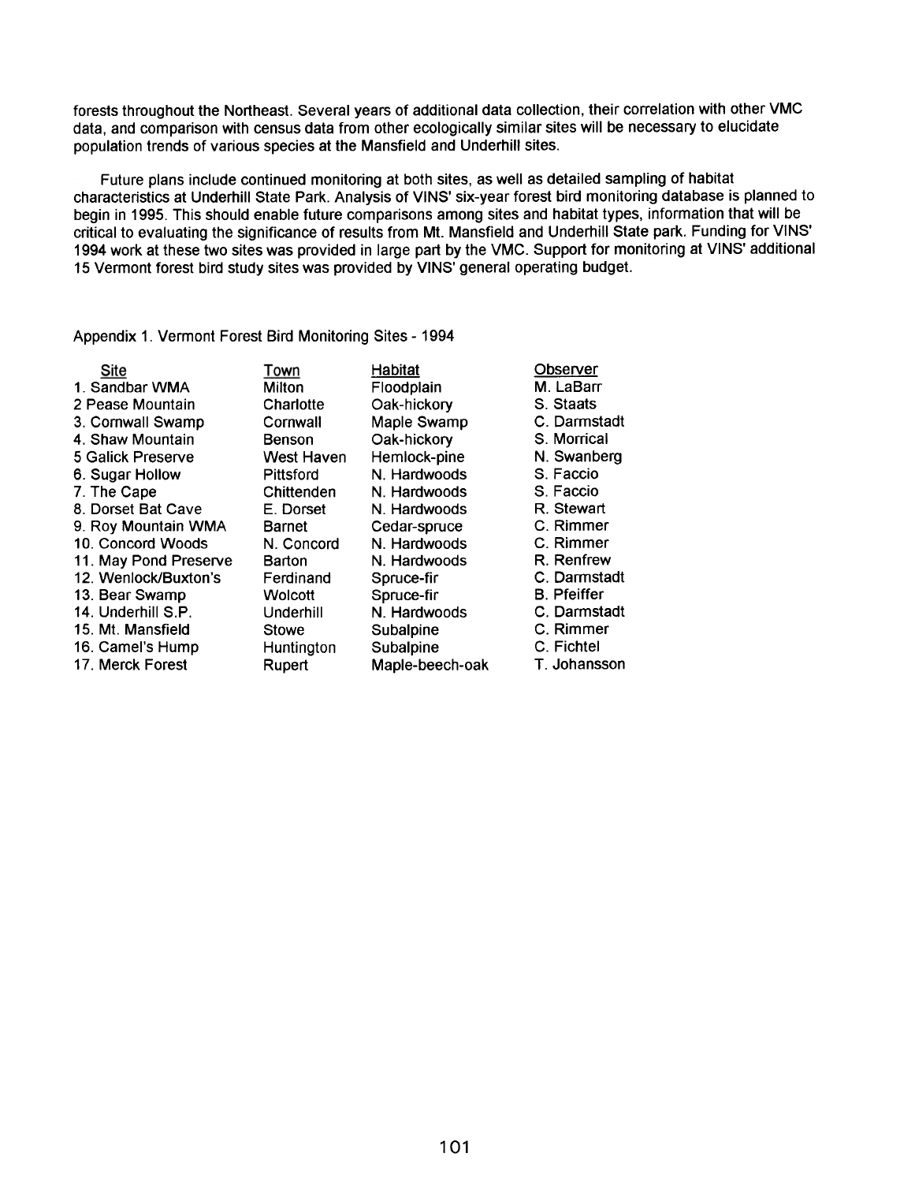forests throughout the Northeast. Several years of additional data collection, their correlation with other VMC data, and comparison with census data from other ecologically similar sites will be necessary to elucidate population trends of various species at the Mansfield and Underhill sites.

Future plans include continued monitoring at both sites, as well as detailed sampling of habitat characteristics at Underhill State Park. Analysis of VINS' six-year forest bird monitoring database is planned to begin in 1995. This should enable future comparisons among sites and habitat types, information that will be critical to evaluating the significance of results from Mt. Mansfield and Underhill State park. Funding for VINS' 1994 work at these two sites was provided in large part by the VMC. Support for monitoring at VINS' additional 15 Vermont forest bird study sites was provided by VINS' general operating budget.

Appendix 1. Vermont Forest Bird Monitoring Sites - 1994

| Site | Town | Habitat | Observer |
|---|---|---|---|
| 1. Sandbar WMA | Milton | Floodplain | M. LaBarr |
| 2 Pease Mountain | Charlotte | Oak-hickory | S. Staats |
| 3. Cornwall Swamp | Cornwall | Maple Swamp | C. Darmstadt |
| 4. Shaw Mountain | Benson | Oak-hickory | S. Morrical |
| 5 Galick Preserve | West Haven | Hemlock-pine | N. Swanberg |
| 6. Sugar Hollow | Pittsford | N. Hardwoods | S. Faccio |
| 7. The Cape | Chittenden | N. Hardwoods | S. Faccio |
| 8. Dorset Bat Cave | E. Dorset | N. Hardwoods | R. Stewart |
| 9. Roy Mountain WMA | Barnet | Cedar-spruce | C. Rimmer |
| 10. Concord Woods | N. Concord | N. Hardwoods | C. Rimmer |
| 11. May Pond Preserve | Barton | N. Hardwoods | R. Renfrew |
| 12. Wenlock/Buxton's | Ferdinand | Spruce-fir | C. Darmstadt |
| 13. Bear Swamp | Wolcott | Spruce-fir | B. Pfeiffer |
| 14. Underhill S.P. | Underhill | N. Hardwoods | C. Darmstadt |
| 15. Mt. Mansfield | Stowe | Subalpine | C. Rimmer |
| 16. Camel's Hump | Huntington | Subalpine | C. Fichtel |
| 17. Merck Forest | Rupert | Maple-beech-oak | T. Johansson |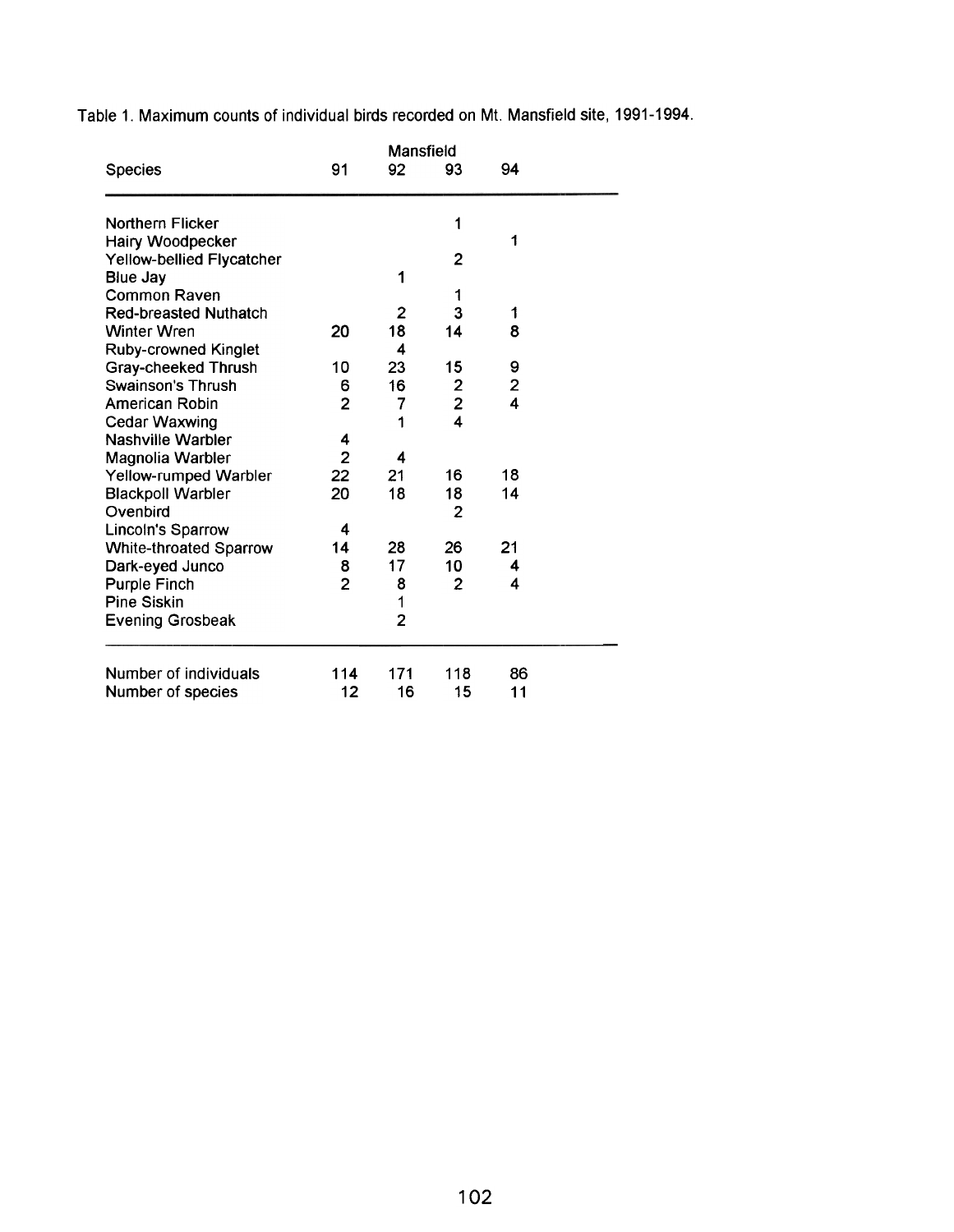Table 1. Maximum counts of individual birds recorded on Mt. Mansfield site, 1991-1994.

| Species | Mansfield | | | |
|---|---|---|---|---|
| | 91 | 92 | 93 | 94 |
| Northern Flicker | | | 1 | |
| Hairy Woodpecker | | | | 1 |
| Yellow-bellied Flycatcher | | | 2 | |
| Blue Jay | | 1 | | |
| Common Raven | | | 1 | |
| Red-breasted Nuthatch | | 2 | 3 | 1 |
| Winter Wren | 20 | 18 | 14 | 8 |
| Ruby-crowned Kinglet | | 4 | | |
| Gray-cheeked Thrush | 10 | 23 | 15 | 9 |
| Swainson's Thrush | 6 | 16 | 2 | 2 |
| American Robin | 2 | 7 | 2 | 4 |
| Cedar Waxwing | | 1 | 4 | |
| Nashville Warbler | 4 | | | |
| Magnolia Warbler | 2 | 4 | | |
| Yellow-rumped Warbler | 22 | 21 | 16 | 18 |
| Blackpoll Warbler | 20 | 18 | 18 | 14 |
| Ovenbird | | | 2 | |
| Lincoln's Sparrow | 4 | | | |
| White-throated Sparrow | 14 | 28 | 26 | 21 |
| Dark-eyed Junco | 8 | 17 | 10 | 4 |
| Purple Finch | 2 | 8 | 2 | 4 |
| Pine Siskin | | 1 | | |
| Evening Grosbeak | | 2 | | |
| Number of individuals | 114 | 171 | 118 | 86 |
| Number of species | 12 | 16 | 15 | 11 |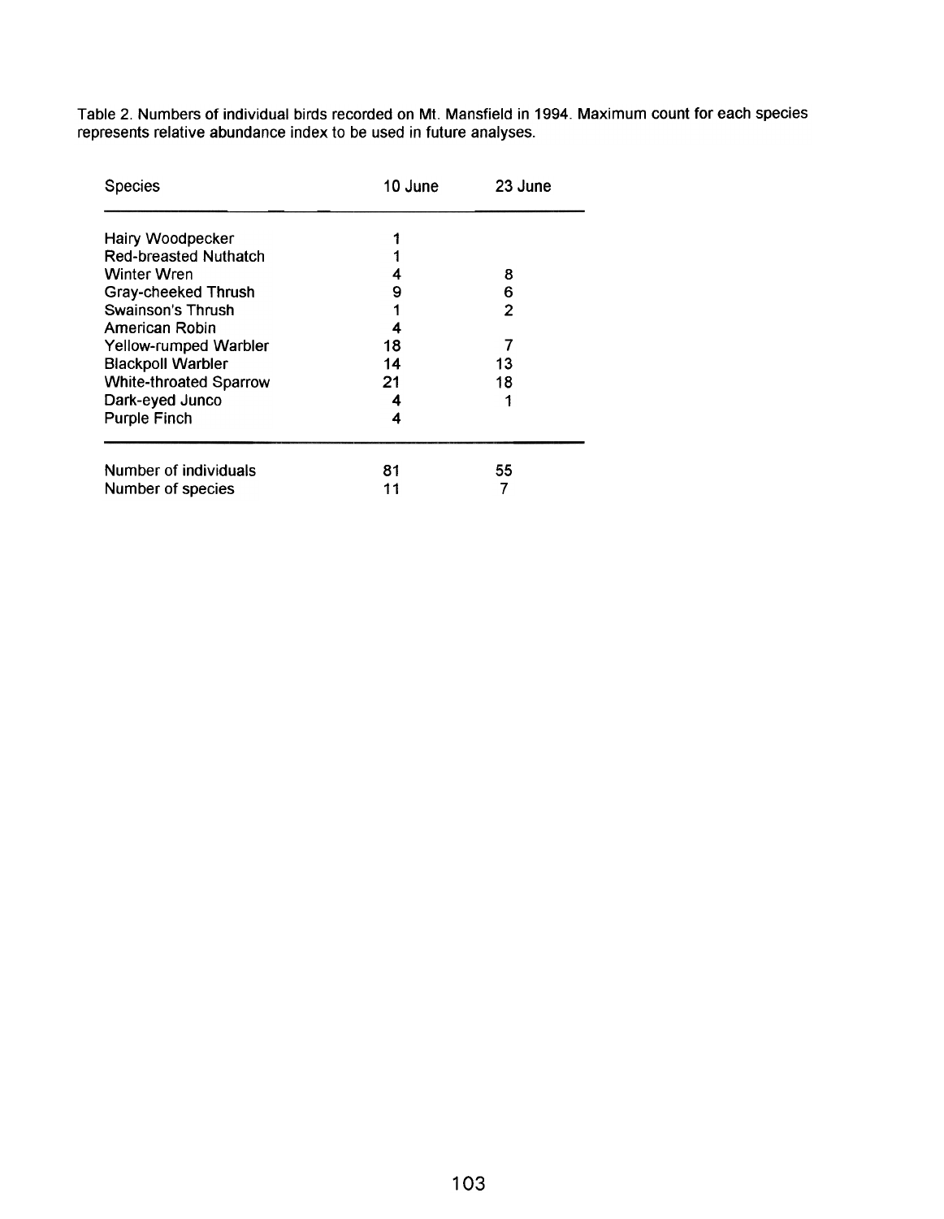Table 2. Numbers of individual birds recorded on Mt. Mansfield in 1994. Maximum count for each species represents relative abundance index to be used in future analyses.

| Species | 10 June | 23 June |
|---|---|---|
| Hairy Woodpecker | 1 | |
| Red-breasted Nuthatch | 1 | |
| Winter Wren | 4 | 8 |
| Gray-cheeked Thrush | 9 | 6 |
| Swainson's Thrush | 1 | 2 |
| American Robin | 4 | |
| Yellow-rumped Warbler | 18 | 7 |
| Blackpoll Warbler | 14 | 13 |
| White-throated Sparrow | 21 | 18 |
| Dark-eyed Junco | 4 | 1 |
| Purple Finch | 4 | |
| Number of individuals | 81 | 55 |
| Number of species | 11 | 7 |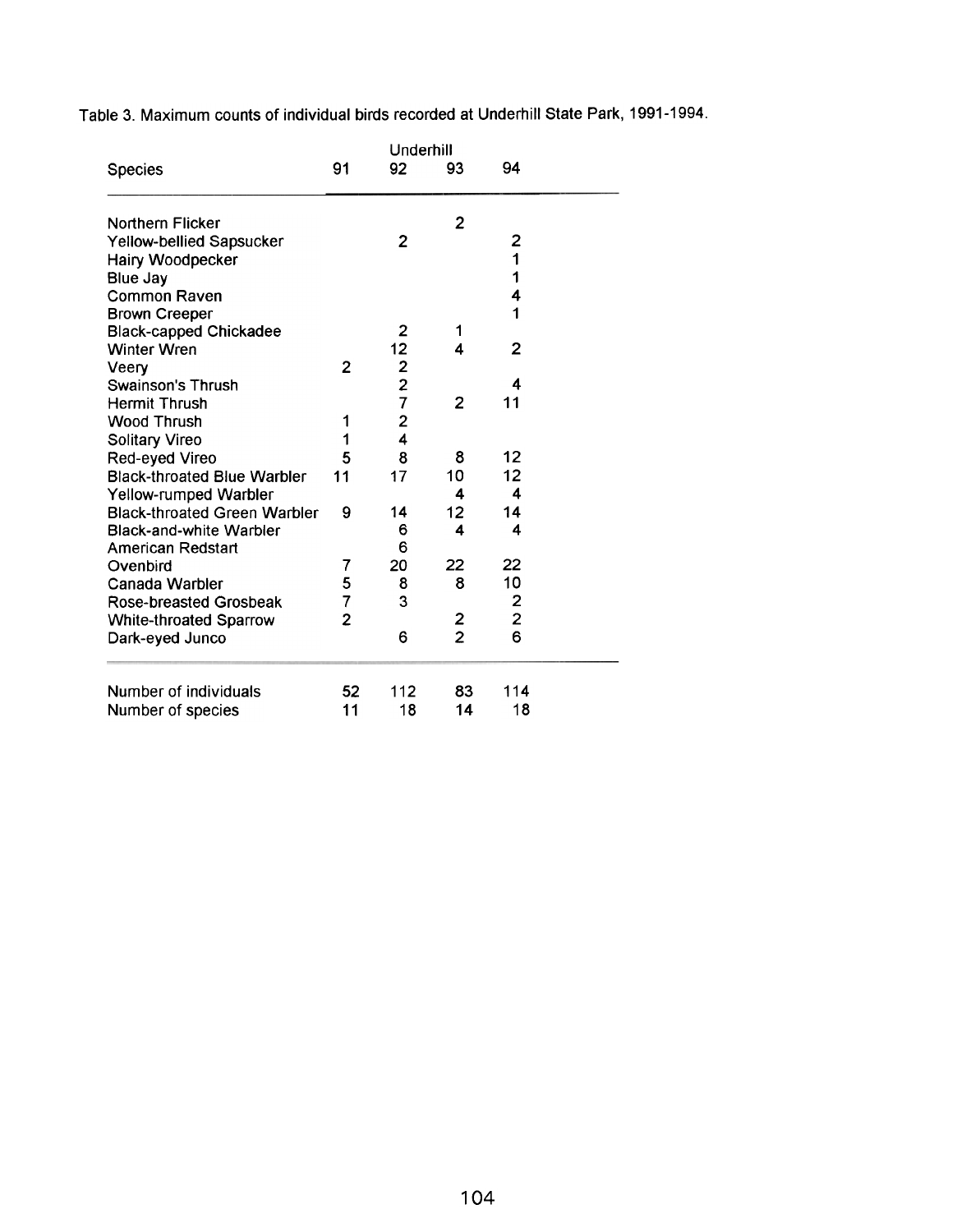Table 3. Maximum counts of individual birds recorded at Underhill State Park, 1991-1994.

| Species | Underhill | | | |
|---|---|---|---|---|
| | 91 | 92 | 93 | 94 |
| Northern Flicker | | | 2 | |
| Yellow-bellied Sapsucker | | 2 | | 2 |
| Hairy Woodpecker | | | | 1 |
| Blue Jay | | | | 1 |
| Common Raven | | | | 4 |
| Brown Creeper | | | | 1 |
| Black-capped Chickadee | | 2 | 1 | |
| Winter Wren | | 12 | 4 | 2 |
| Veery | 2 | 2 | | |
| Swainson's Thrush | | 2 | | 4 |
| Hermit Thrush | | 7 | 2 | 11 |
| Wood Thrush | 1 | 2 | | |
| Solitary Vireo | 1 | 4 | | |
| Red-eyed Vireo | 5 | 8 | 8 | 12 |
| Black-throated Blue Warbler | 11 | 17 | 10 | 12 |
| Yellow-rumped Warbler | | | 4 | 4 |
| Black-throated Green Warbler | 9 | 14 | 12 | 14 |
| Black-and-white Warbler | | 6 | 4 | 4 |
| American Redstart | | 6 | | |
| Ovenbird | 7 | 20 | 22 | 22 |
| Canada Warbler | 5 | 8 | 8 | 10 |
| Rose-breasted Grosbeak | 7 | 3 | | 2 |
| White-throated Sparrow | 2 | | 2 | 2 |
| Dark-eyed Junco | | 6 | 2 | 6 |
| Number of individuals | 52 | 112 | 83 | 114 |
| Number of species | 11 | 18 | 14 | 18 |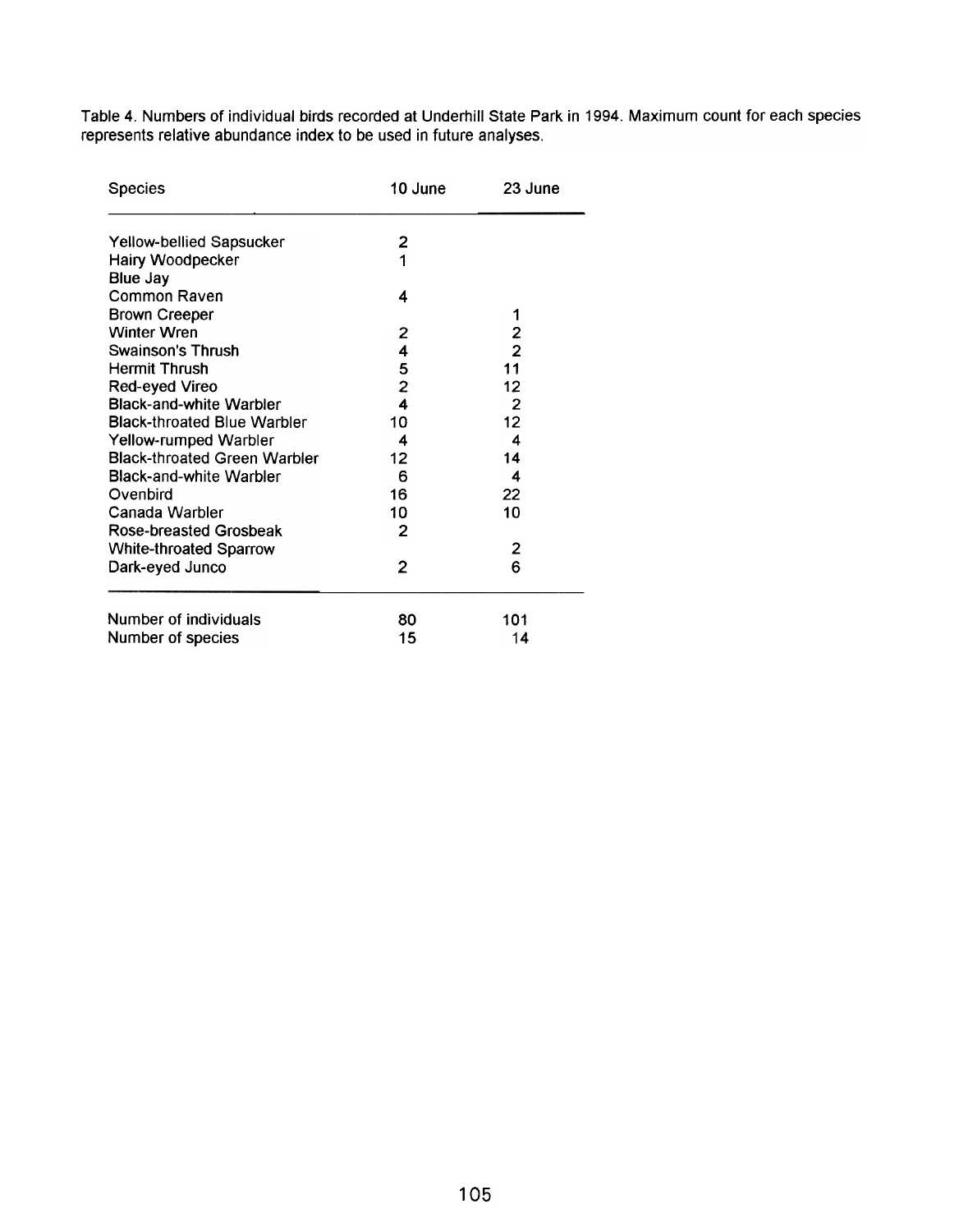Table 4. Numbers of individual birds recorded at Underhill State Park in 1994. Maximum count for each species represents relative abundance index to be used in future analyses.

| Species | 10 June | 23 June |
|---|---|---|
| Yellow-bellied Sapsucker | 2 | |
| Hairy Woodpecker | 1 | |
| Blue Jay | | |
| Common Raven | 4 | |
| Brown Creeper | | 1 |
| Winter Wren | 2 | 2 |
| Swainson's Thrush | 4 | 2 |
| Hermit Thrush | 5 | 11 |
| Red-eyed Vireo | 2 | 12 |
| Black-and-white Warbler | 4 | 2 |
| Black-throated Blue Warbler | 10 | 12 |
| Yellow-rumped Warbler | 4 | 4 |
| Black-throated Green Warbler | 12 | 14 |
| Black-and-white Warbler | 6 | 4 |
| Ovenbird | 16 | 22 |
| Canada Warbler | 10 | 10 |
| Rose-breasted Grosbeak | 2 | |
| White-throated Sparrow | | 2 |
| Dark-eyed Junco | 2 | 6 |
| Number of individuals | 80 | 101 |
| Number of species | 15 | 14 |